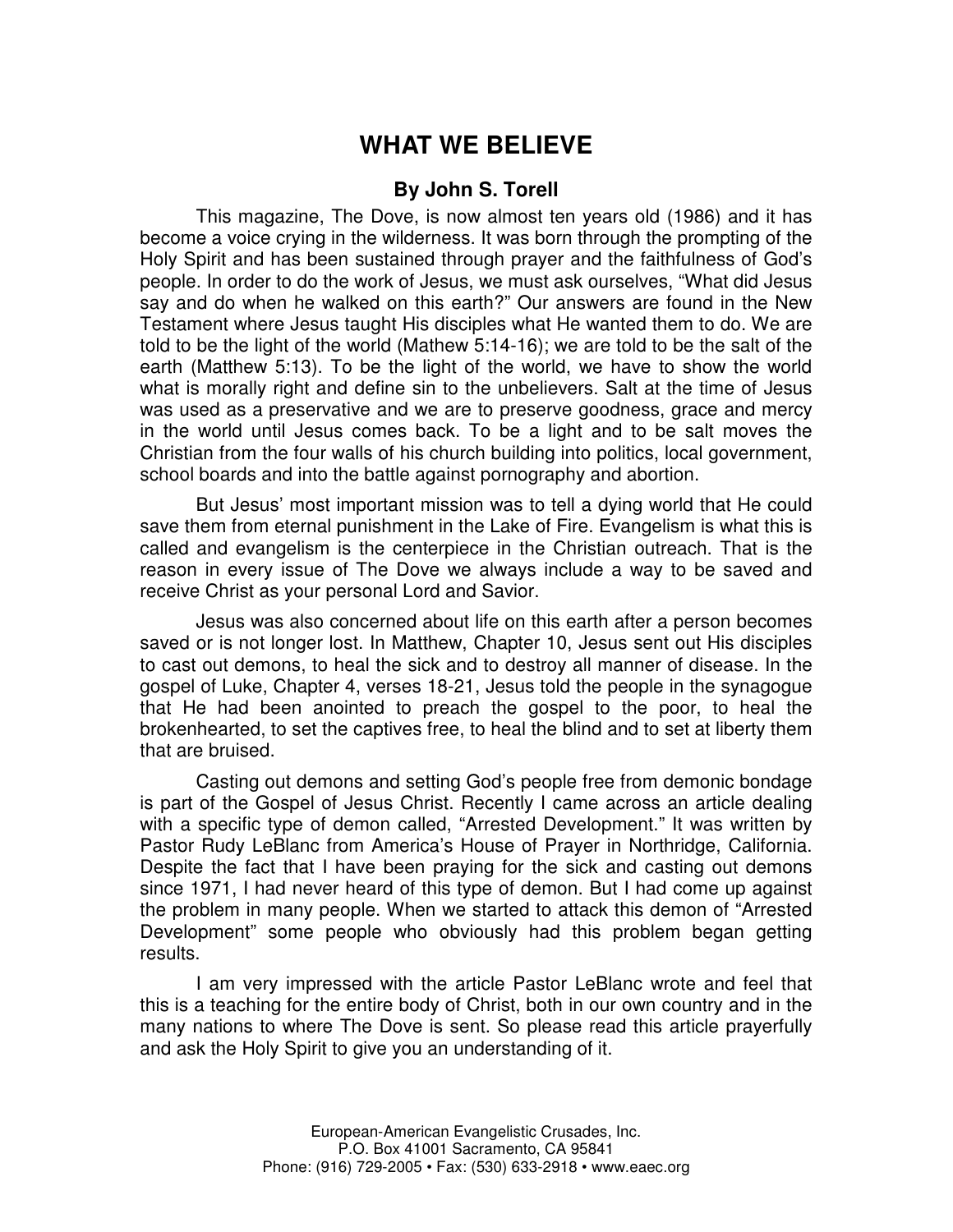# WHAT WE BELIEVE

### By John S. Torell

This magazine, The Dove, is now almost ten years old (1986) and it has become a voice crying in the wilderness. It was born through the prompting of the Holy Spirit and has been sustained through prayer and the faithfulness of God's people. In order to do the work of Jesus, we must ask ourselves, "What did Jesus say and do when he walked on this earth?" Our answers are found in the New Testament where Jesus taught His disciples what He wanted them to do. We are told to be the light of the world (Mathew 5:14-16); we are told to be the salt of the earth (Matthew 5:13). To be the light of the world, we have to show the world what is morally right and define sin to the unbelievers. Salt at the time of Jesus was used as a preservative and we are to preserve goodness, grace and mercy in the world until Jesus comes back. To be a light and to be salt moves the Christian from the four walls of his church building into politics, local government, school boards and into the battle against pornography and abortion.

But Jesus' most important mission was to tell a dying world that He could save them from eternal punishment in the Lake of Fire. Evangelism is what this is called and evangelism is the centerpiece in the Christian outreach. That is the reason in every issue of The Dove we always include a way to be saved and receive Christ as your personal Lord and Savior.

Jesus was also concerned about life on this earth after a person becomes saved or is not longer lost. In Matthew, Chapter 10, Jesus sent out His disciples to cast out demons, to heal the sick and to destroy all manner of disease. In the gospel of Luke, Chapter 4, verses 18-21, Jesus told the people in the synagogue that He had been anointed to preach the gospel to the poor, to heal the brokenhearted, to set the captives free, to heal the blind and to set at liberty them that are bruised.

Casting out demons and setting God's people free from demonic bondage is part of the Gospel of Jesus Christ. Recently I came across an article dealing with a specific type of demon called, "Arrested Development." It was written by Pastor Rudy LeBlanc from America's House of Prayer in Northridge, California. Despite the fact that I have been praying for the sick and casting out demons since 1971, I had never heard of this type of demon. But I had come up against the problem in many people. When we started to attack this demon of "Arrested Development" some people who obviously had this problem began getting results.

I am very impressed with the article Pastor LeBlanc wrote and feel that this is a teaching for the entire body of Christ, both in our own country and in the many nations to where The Dove is sent. So please read this article prayerfully and ask the Holy Spirit to give you an understanding of it.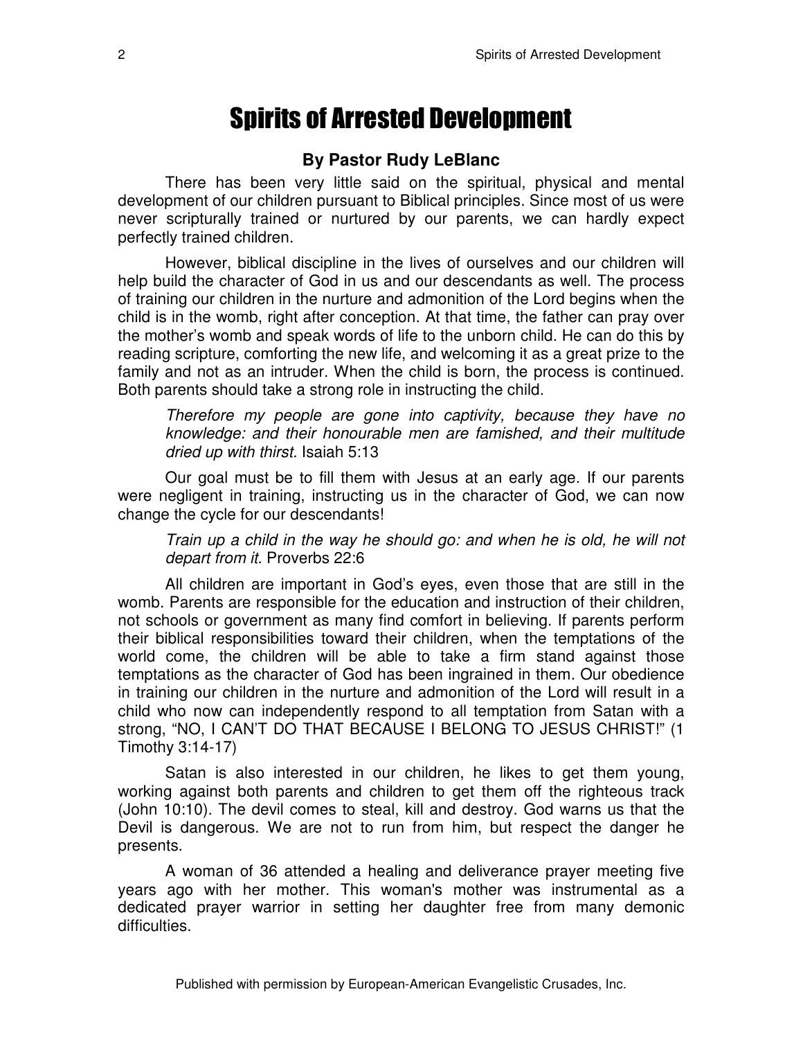# Spirits of Arrested Development

**By Pastor Rudy LeBlanc**

There has been very little said on the spiritual, physical and mental development of our children pursuant to Biblical principles. Since most of us were never scripturally trained or nurtured by our parents, we can hardly expect perfectly trained children.

However, biblical discipline in the lives of ourselves and our children will help build the character of God in us and our descendants as well. The process of training our children in the nurture and admonition of the Lord begins when the child is in the womb, right after conception. At that time, the father can pray over the mother's womb and speak words of life to the unborn child. He can do this by reading scripture, comforting the new life, and welcoming it as a great prize to the family and not as an intruder. When the child is born, the process is continued. Both parents should take a strong role in instructing the child.

> *Therefore my people are gone into captivity, because they have no knowledge: and their honourable men are famished, and their multitude dried up with thirst.* Isaiah 5:13

Our goal must be to fill them with Jesus at an early age. If our parents were negligent in training, instructing us in the character of God, we can now change the cycle for our descendants!

> *Train up a child in the way he should go: and when he is old, he will not depart from it.* Proverbs 22:6

All children are important in God's eyes, even those that are still in the womb. Parents are responsible for the education and instruction of their children, not schools or government as many find comfort in believing. If parents perform their biblical responsibilities toward their children, when the temptations of the world come, the children will be able to take a firm stand against those temptations as the character of God has been ingrained in them. Our obedience in training our children in the nurture and admonition of the Lord will result in a child who now can independently respond to all temptation from Satan with a strong, "NO, I CAN'T DO THAT BECAUSE I BELONG TO JESUS CHRIST!" (1 Timothy 3:14-17)

Satan is also interested in our children, he likes to get them young, working against both parents and children to get them off the righteous track (John 10:10). The devil comes to steal, kill and destroy. God warns us that the Devil is dangerous. We are not to run from him, but respect the danger he presents.

A woman of 36 attended a healing and deliverance prayer meeting five years ago with her mother. This woman's mother was instrumental as a dedicated prayer warrior in setting her daughter free from many demonic difficulties.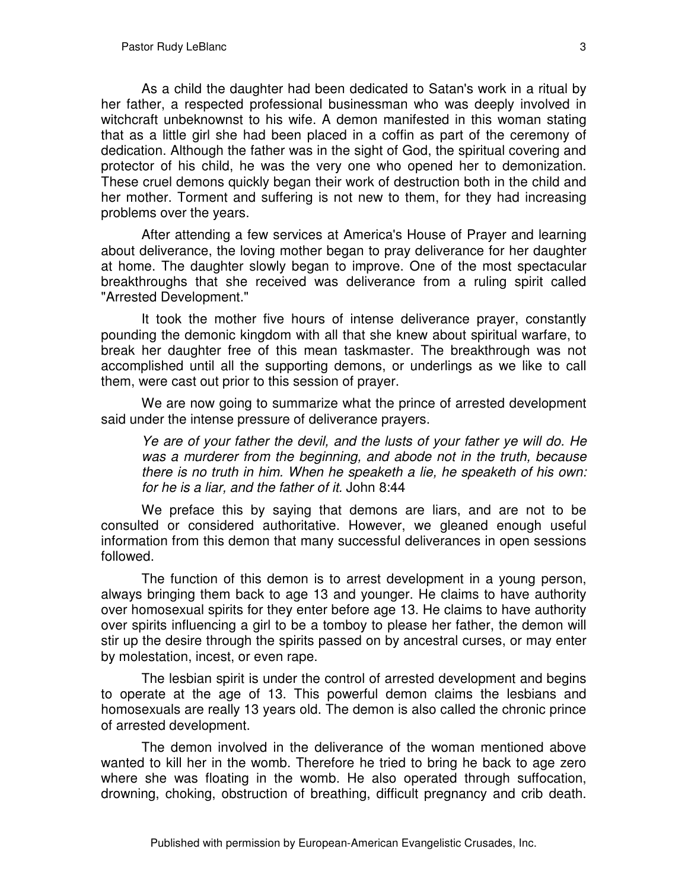As a child the daughter had been dedicated to Satan's work in a ritual by her father, a respected professional businessman who was deeply involved in witchcraft unbeknownst to his wife. A demon manifested in this woman stating that as a little girl she had been placed in a coffin as part of the ceremony of dedication. Although the father was in the sight of God, the spiritual covering and protector of his child, he was the very one who opened her to demonization. These cruel demons quickly began their work of destruction both in the child and her mother. Torment and suffering is not new to them, for they had increasing problems over the years.

After attending a few services at America's House of Prayer and learning about deliverance, the loving mother began to pray deliverance for her daughter at home. The daughter slowly began to improve. One of the most spectacular breakthroughs that she received was deliverance from a ruling spirit called "Arrested Development."

It took the mother five hours of intense deliverance prayer, constantly pounding the demonic kingdom with all that she knew about spiritual warfare, to break her daughter free of this mean taskmaster. The breakthrough was not accomplished until all the supporting demons, or underlings as we like to call them, were cast out prior to this session of prayer.

We are now going to summarize what the prince of arrested development said under the intense pressure of deliverance prayers.

> *Ye are of your father the devil, and the lusts of your father ye will do. He was a murderer from the beginning, and abode not in the truth, because there is no truth in him. When he speaketh a lie, he speaketh of his own: for he is a liar, and the father of it.* John 8:44

We preface this by saying that demons are liars, and are not to be consulted or considered authoritative. However, we gleaned enough useful information from this demon that many successful deliverances in open sessions followed.

The function of this demon is to arrest development in a young person, always bringing them back to age 13 and younger. He claims to have authority over homosexual spirits for they enter before age 13. He claims to have authority over spirits influencing a girl to be a tomboy to please her father, the demon will stir up the desire through the spirits passed on by ancestral curses, or may enter by molestation, incest, or even rape.

The lesbian spirit is under the control of arrested development and begins to operate at the age of 13. This powerful demon claims the lesbians and homosexuals are really 13 years old. The demon is also called the chronic prince of arrested development.

The demon involved in the deliverance of the woman mentioned above wanted to kill her in the womb. Therefore he tried to bring he back to age zero where she was floating in the womb. He also operated through suffocation, drowning, choking, obstruction of breathing, difficult pregnancy and crib death.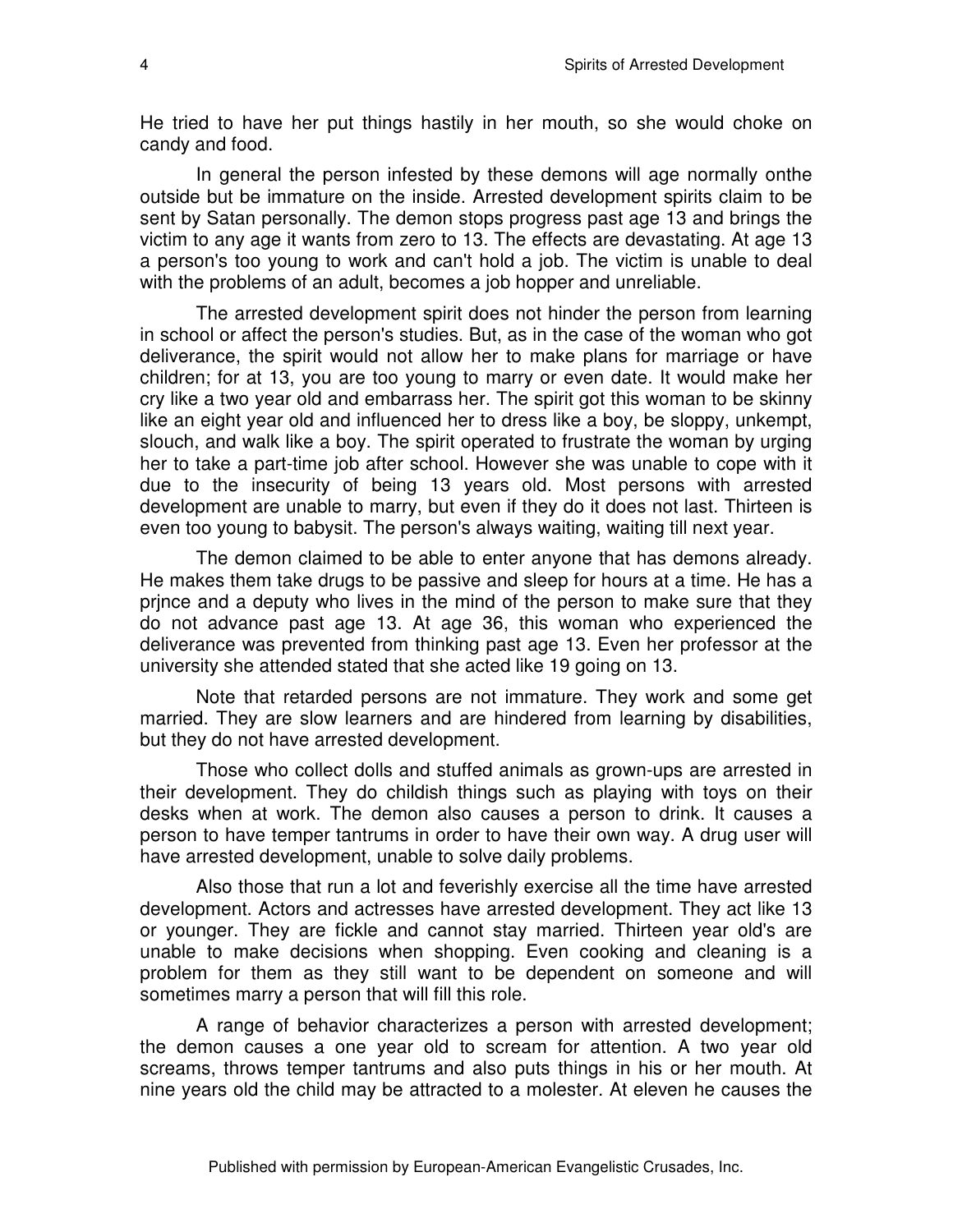He tried to have her put things hastily in her mouth, so she would choke on candy and food.

In general the person infested by these demons will age normally onthe outside but be immature on the inside. Arrested development spirits claim to be sent by Satan personally. The demon stops progress past age 13 and brings the victim to any age it wants from zero to 13. The effects are devastating. At age 13 a person's too young to work and can't hold a job. The victim is unable to deal with the problems of an adult, becomes a job hopper and unreliable.

The arrested development spirit does not hinder the person from learning in school or affect the person's studies. But, as in the case of the woman who got deliverance, the spirit would not allow her to make plans for marriage or have children; for at 13, you are too young to marry or even date. It would make her cry like a two year old and embarrass her. The spirit got this woman to be skinny like an eight year old and influenced her to dress like a boy, be sloppy, unkempt, slouch, and walk like a boy. The spirit operated to frustrate the woman by urging her to take a part-time job after school. However she was unable to cope with it due to the insecurity of being 13 years old. Most persons with arrested development are unable to marry, but even if they do it does not last. Thirteen is even too young to babysit. The person's always waiting, waiting till next year.

The demon claimed to be able to enter anyone that has demons already. He makes them take drugs to be passive and sleep for hours at a time. He has a prjnce and a deputy who lives in the mind of the person to make sure that they do not advance past age 13. At age 36, this woman who experienced the deliverance was prevented from thinking past age 13. Even her professor at the university she attended stated that she acted like 19 going on 13.

Note that retarded persons are not immature. They work and some get married. They are slow learners and are hindered from learning by disabilities, but they do not have arrested development.

Those who collect dolls and stuffed animals as grown-ups are arrested in their development. They do childish things such as playing with toys on their desks when at work. The demon also causes a person to drink. It causes a person to have temper tantrums in order to have their own way. A drug user will have arrested development, unable to solve daily problems.

Also those that run a lot and feverishly exercise all the time have arrested development. Actors and actresses have arrested development. They act like 13 or younger. They are fickle and cannot stay married. Thirteen year old's are unable to make decisions when shopping. Even cooking and cleaning is a problem for them as they still want to be dependent on someone and will sometimes marry a person that will fill this role.

A range of behavior characterizes a person with arrested development; the demon causes a one year old to scream for attention. A two year old screams, throws temper tantrums and also puts things in his or her mouth. At nine years old the child may be attracted to a molester. At eleven he causes the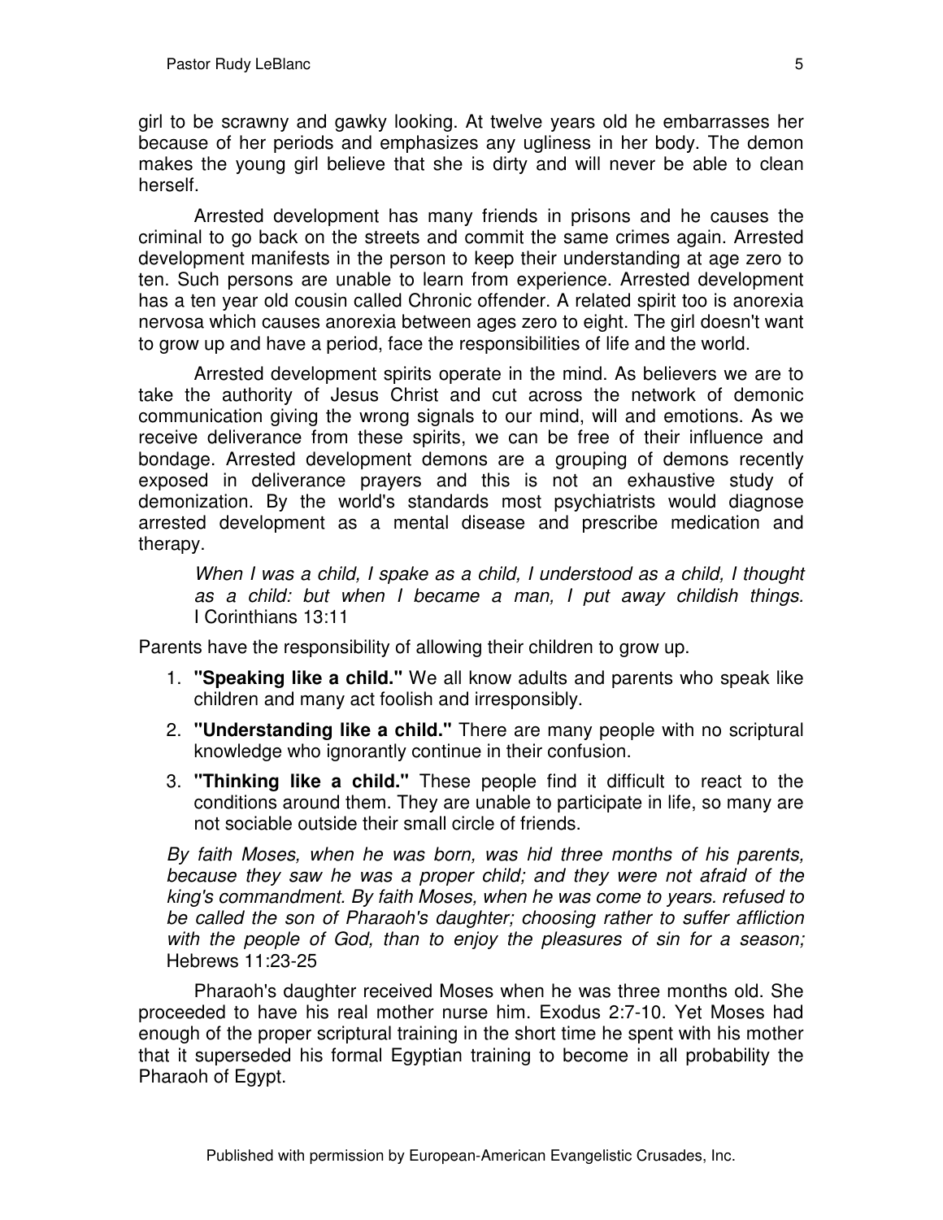girl to be scrawny and gawky looking. At twelve years old he embarrasses her because of her periods and emphasizes any ugliness in her body. The demon makes the young girl believe that she is dirty and will never be able to clean herself.

Arrested development has many friends in prisons and he causes the criminal to go back on the streets and commit the same crimes again. Arrested development manifests in the person to keep their understanding at age zero to ten. Such persons are unable to learn from experience. Arrested development has a ten year old cousin called Chronic offender. A related spirit too is anorexia nervosa which causes anorexia between ages zero to eight. The girl doesn't want to grow up and have a period, face the responsibilities of life and the world.

Arrested development spirits operate in the mind. As believers we are to take the authority of Jesus Christ and cut across the network of demonic communication giving the wrong signals to our mind, will and emotions. As we receive deliverance from these spirits, we can be free of their influence and bondage. Arrested development demons are a grouping of demons recently exposed in deliverance prayers and this is not an exhaustive study of demonization. By the world's standards most psychiatrists would diagnose arrested development as a mental disease and prescribe medication and therapy.

> *When I was a child, I spake as a child, I understood as a child, I thought as a child: but when I became a man, I put away childish things.* I Corinthians 13:11

Parents have the responsibility of allowing their children to grow up.

1. **"Speaking like a child."** We all know adults and parents who speak like children and many act foolish and irresponsibly.
2. **"Understanding like a child."** There are many people with no scriptural knowledge who ignorantly continue in their confusion.
3. **"Thinking like a child."** These people find it difficult to react to the conditions around them. They are unable to participate in life, so many are not sociable outside their small circle of friends.

> *By faith Moses, when he was born, was hid three months of his parents, because they saw he was a proper child; and they were not afraid of the king's commandment. By faith Moses, when he was come to years. refused to be called the son of Pharaoh's daughter; choosing rather to suffer affliction with the people of God, than to enjoy the pleasures of sin for a season;* Hebrews 11:23-25

Pharaoh's daughter received Moses when he was three months old. She proceeded to have his real mother nurse him. Exodus 2:7-10. Yet Moses had enough of the proper scriptural training in the short time he spent with his mother that it superseded his formal Egyptian training to become in all probability the Pharaoh of Egypt.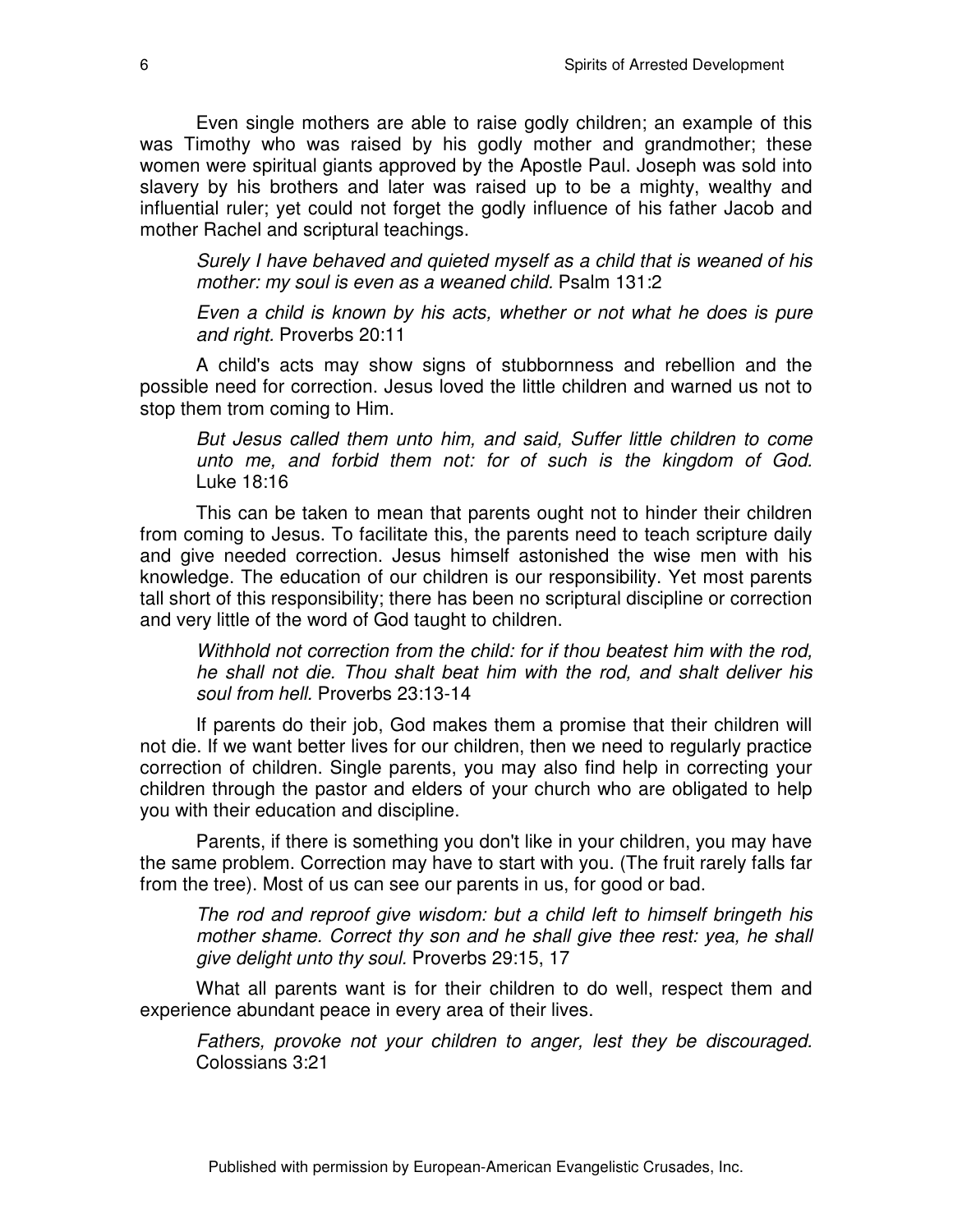Even single mothers are able to raise godly children; an example of this was Timothy who was raised by his godly mother and grandmother; these women were spiritual giants approved by the Apostle Paul. Joseph was sold into slavery by his brothers and later was raised up to be a mighty, wealthy and influential ruler; yet could not forget the godly influence of his father Jacob and mother Rachel and scriptural teachings.

> *Surely I have behaved and quieted myself as a child that is weaned of his mother: my soul is even as a weaned child.* Psalm 131:2

> *Even a child is known by his acts, whether or not what he does is pure and right.* Proverbs 20:11

A child's acts may show signs of stubbornness and rebellion and the possible need for correction. Jesus loved the little children and warned us not to stop them trom coming to Him.

> *But Jesus called them unto him, and said, Suffer little children to come unto me, and forbid them not: for of such is the kingdom of God.* Luke 18:16

This can be taken to mean that parents ought not to hinder their children from coming to Jesus. To facilitate this, the parents need to teach scripture daily and give needed correction. Jesus himself astonished the wise men with his knowledge. The education of our children is our responsibility. Yet most parents tall short of this responsibility; there has been no scriptural discipline or correction and very little of the word of God taught to children.

> *Withhold not correction from the child: for if thou beatest him with the rod, he shall not die. Thou shalt beat him with the rod, and shalt deliver his soul from hell.* Proverbs 23:13-14

If parents do their job, God makes them a promise that their children will not die. If we want better lives for our children, then we need to regularly practice correction of children. Single parents, you may also find help in correcting your children through the pastor and elders of your church who are obligated to help you with their education and discipline.

Parents, if there is something you don't like in your children, you may have the same problem. Correction may have to start with you. (The fruit rarely falls far from the tree). Most of us can see our parents in us, for good or bad.

> *The rod and reproof give wisdom: but a child left to himself bringeth his mother shame. Correct thy son and he shall give thee rest: yea, he shall give delight unto thy soul.* Proverbs 29:15, 17

What all parents want is for their children to do well, respect them and experience abundant peace in every area of their lives.

> *Fathers, provoke not your children to anger, lest they be discouraged.* Colossians 3:21

Published with permission by European-American Evangelistic Crusades, Inc.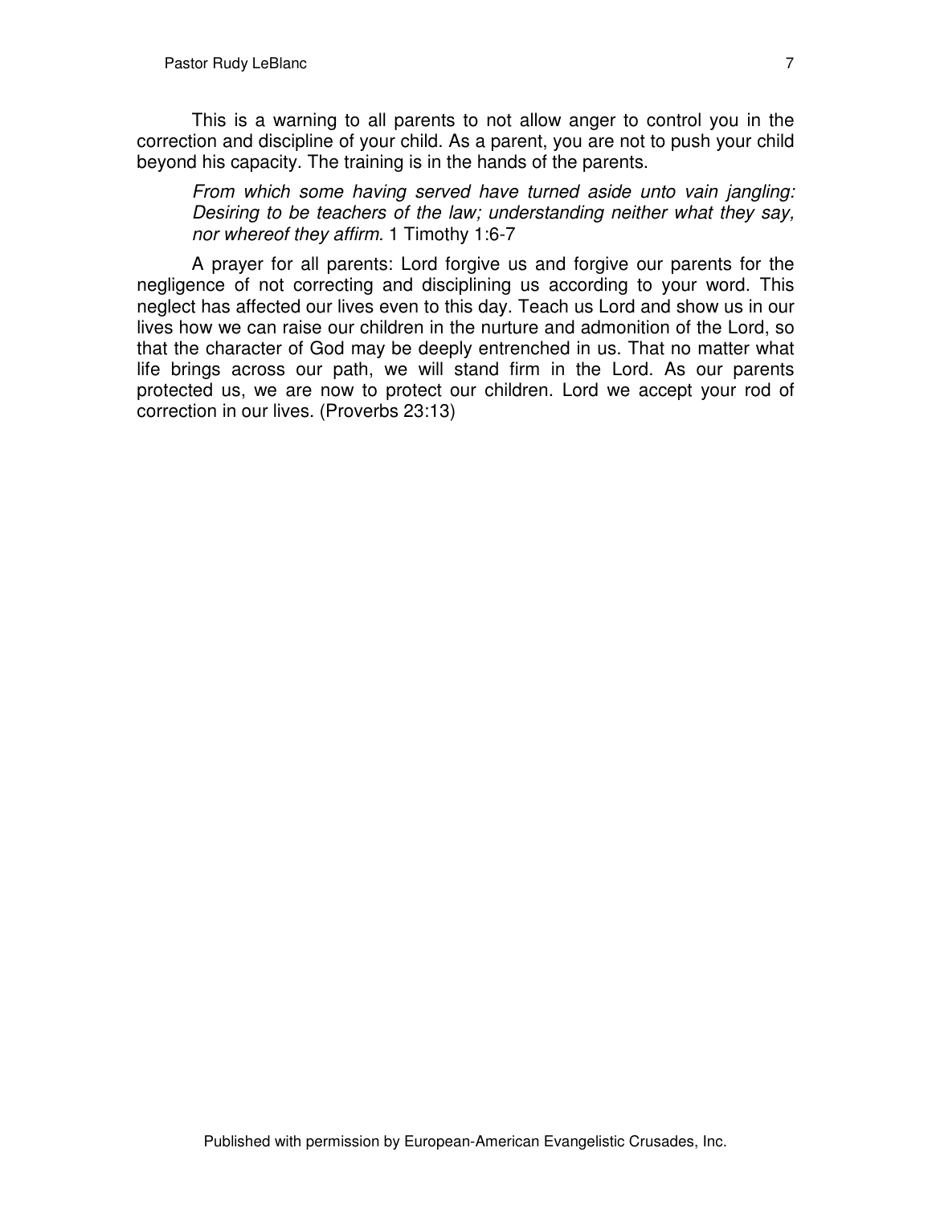This is a warning to all parents to not allow anger to control you in the correction and discipline of your child. As a parent, you are not to push your child beyond his capacity. The training is in the hands of the parents.

> *From which some having served have turned aside unto vain jangling: Desiring to be teachers of the law; understanding neither what they say, nor whereof they affirm.* 1 Timothy 1:6-7

A prayer for all parents: Lord forgive us and forgive our parents for the negligence of not correcting and disciplining us according to your word. This neglect has affected our lives even to this day. Teach us Lord and show us in our lives how we can raise our children in the nurture and admonition of the Lord, so that the character of God may be deeply entrenched in us. That no matter what life brings across our path, we will stand firm in the Lord. As our parents protected us, we are now to protect our children. Lord we accept your rod of correction in our lives. (Proverbs 23:13)